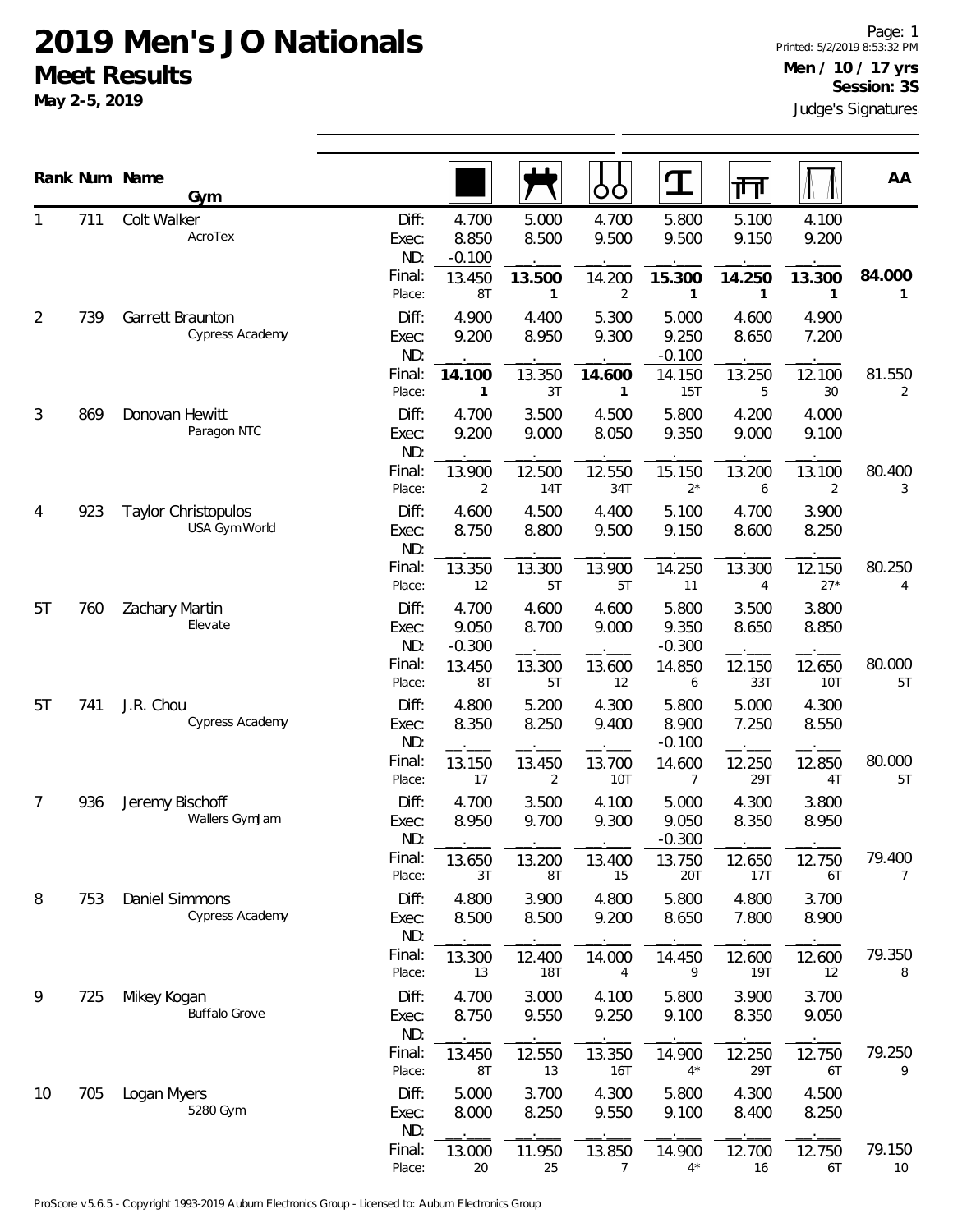# 2019 Men's JO Nationals

## Meet Results

**May 2-5, 2019**

**Men / 10 / 17 yrs**
**Session: 3S**

Judge's Signatures

| Rank | Num | Name / Gym | | Floor | Pommel Horse | Rings | Vault | Parallel Bars | High Bar | AA |
|---|---|---|---|---|---|---|---|---|---|---|
| 1 | 711 | Colt Walker | Diff: | 4.700 | 5.000 | 4.700 | 5.800 | 5.100 | 4.100 | |
| | | AcroTex | Exec: | 8.850 | 8.500 | 9.500 | 9.500 | 9.150 | 9.200 | |
| | | | ND: | -0.100 | | | | | | |
| | | | Final: | 13.450 | **13.500** | 14.200 | **15.300** | **14.250** | **13.300** | **84.000** |
| | | | Place: | 8T | 1 | 2 | 1 | 1 | 1 | 1 |
| 2 | 739 | Garrett Braunton | Diff: | 4.900 | 4.400 | 5.300 | 5.000 | 4.600 | 4.900 | |
| | | Cypress Academy | Exec: | 9.200 | 8.950 | 9.300 | 9.250 | 8.650 | 7.200 | |
| | | | ND: | | | | -0.100 | | | |
| | | | Final: | **14.100** | 13.350 | **14.600** | 14.150 | 13.250 | 12.100 | 81.550 |
| | | | Place: | 1 | 3T | 1 | 15T | 5 | 30 | 2 |
| 3 | 869 | Donovan Hewitt | Diff: | 4.700 | 3.500 | 4.500 | 5.800 | 4.200 | 4.000 | |
| | | Paragon NTC | Exec: | 9.200 | 9.000 | 8.050 | 9.350 | 9.000 | 9.100 | |
| | | | ND: | | | | | | | |
| | | | Final: | 13.900 | 12.500 | 12.550 | 15.150 | 13.200 | 13.100 | 80.400 |
| | | | Place: | 2 | 14T | 34T | 2* | 6 | 2 | 3 |
| 4 | 923 | Taylor Christopulos | Diff: | 4.600 | 4.500 | 4.400 | 5.100 | 4.700 | 3.900 | |
| | | USA Gym World | Exec: | 8.750 | 8.800 | 9.500 | 9.150 | 8.600 | 8.250 | |
| | | | ND: | | | | | | | |
| | | | Final: | 13.350 | 13.300 | 13.900 | 14.250 | 13.300 | 12.150 | 80.250 |
| | | | Place: | 12 | 5T | 5T | 11 | 4 | 27* | 4 |
| 5T | 760 | Zachary Martin | Diff: | 4.700 | 4.600 | 4.600 | 5.800 | 3.500 | 3.800 | |
| | | Elevate | Exec: | 9.050 | 8.700 | 9.000 | 9.350 | 8.650 | 8.850 | |
| | | | ND: | -0.300 | | | -0.300 | | | |
| | | | Final: | 13.450 | 13.300 | 13.600 | 14.850 | 12.150 | 12.650 | 80.000 |
| | | | Place: | 8T | 5T | 12 | 6 | 33T | 10T | 5T |
| 5T | 741 | J.R. Chou | Diff: | 4.800 | 5.200 | 4.300 | 5.800 | 5.000 | 4.300 | |
| | | Cypress Academy | Exec: | 8.350 | 8.250 | 9.400 | 8.900 | 7.250 | 8.550 | |
| | | | ND: | | | | -0.100 | | | |
| | | | Final: | 13.150 | 13.450 | 13.700 | 14.600 | 12.250 | 12.850 | 80.000 |
| | | | Place: | 17 | 2 | 10T | 7 | 29T | 4T | 5T |
| 7 | 936 | Jeremy Bischoff | Diff: | 4.700 | 3.500 | 4.100 | 5.000 | 4.300 | 3.800 | |
| | | Wallers GymJam | Exec: | 8.950 | 9.700 | 9.300 | 9.050 | 8.350 | 8.950 | |
| | | | ND: | | | | -0.300 | | | |
| | | | Final: | 13.650 | 13.200 | 13.400 | 13.750 | 12.650 | 12.750 | 79.400 |
| | | | Place: | 3T | 8T | 15 | 20T | 17T | 6T | 7 |
| 8 | 753 | Daniel Simmons | Diff: | 4.800 | 3.900 | 4.800 | 5.800 | 4.800 | 3.700 | |
| | | Cypress Academy | Exec: | 8.500 | 8.500 | 9.200 | 8.650 | 7.800 | 8.900 | |
| | | | ND: | | | | | | | |
| | | | Final: | 13.300 | 12.400 | 14.000 | 14.450 | 12.600 | 12.600 | 79.350 |
| | | | Place: | 13 | 18T | 4 | 9 | 19T | 12 | 8 |
| 9 | 725 | Mikey Kogan | Diff: | 4.700 | 3.000 | 4.100 | 5.800 | 3.900 | 3.700 | |
| | | Buffalo Grove | Exec: | 8.750 | 9.550 | 9.250 | 9.100 | 8.350 | 9.050 | |
| | | | ND: | | | | | | | |
| | | | Final: | 13.450 | 12.550 | 13.350 | 14.900 | 12.250 | 12.750 | 79.250 |
| | | | Place: | 8T | 13 | 16T | 4* | 29T | 6T | 9 |
| 10 | 705 | Logan Myers | Diff: | 5.000 | 3.700 | 4.300 | 5.800 | 4.300 | 4.500 | |
| | | 5280 Gym | Exec: | 8.000 | 8.250 | 9.550 | 9.100 | 8.400 | 8.250 | |
| | | | ND: | | | | | | | |
| | | | Final: | 13.000 | 11.950 | 13.850 | 14.900 | 12.700 | 12.750 | 79.150 |
| | | | Place: | 20 | 25 | 7 | 4* | 16 | 6T | 10 |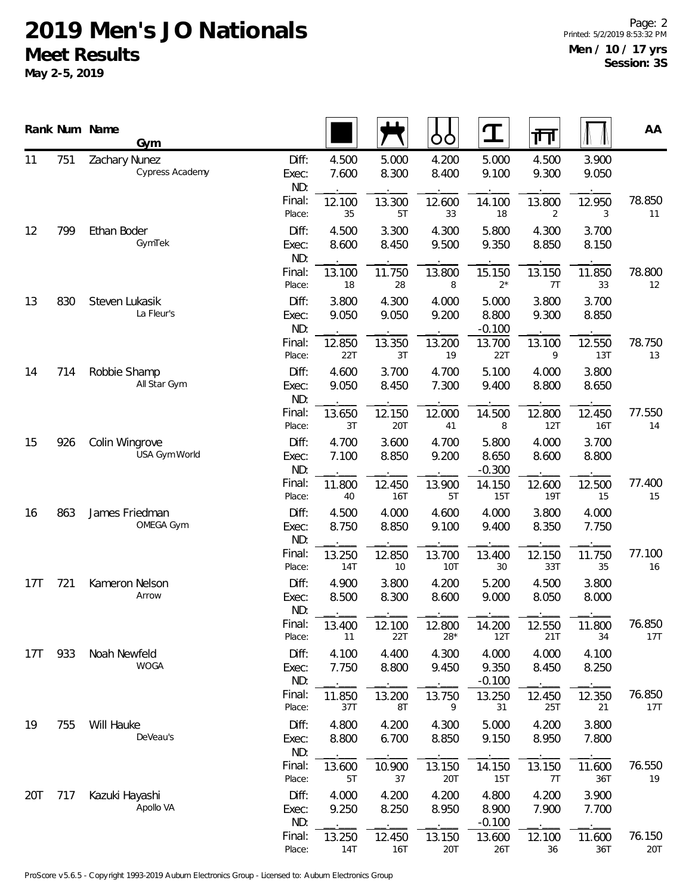# 2019 Men's JO Nationals

## Meet Results

**May 2-5, 2019**

**Men / 10 / 17 yrs**
**Session: 3S**

| Rank | Num | Name / Gym | | Floor | Pommel Horse | Rings | Vault | Parallel Bars | High Bar | AA |
|---|---|---|---|---|---|---|---|---|---|---|
| 11 | 751 | Zachary Nunez | Diff: | 4.500 | 5.000 | 4.200 | 5.000 | 4.500 | 3.900 | |
| | | Cypress Academy | Exec: | 7.600 | 8.300 | 8.400 | 9.100 | 9.300 | 9.050 | |
| | | | ND: | | | | | | | |
| | | | Final: | 12.100 | 13.300 | 12.600 | 14.100 | 13.800 | 12.950 | 78.850 |
| | | | Place: | 35 | 5T | 33 | 18 | 2 | 3 | 11 |
| 12 | 799 | Ethan Boder | Diff: | 4.500 | 3.300 | 4.300 | 5.800 | 4.300 | 3.700 | |
| | | GymTek | Exec: | 8.600 | 8.450 | 9.500 | 9.350 | 8.850 | 8.150 | |
| | | | ND: | | | | | | | |
| | | | Final: | 13.100 | 11.750 | 13.800 | 15.150 | 13.150 | 11.850 | 78.800 |
| | | | Place: | 18 | 28 | 8 | 2* | 7T | 33 | 12 |
| 13 | 830 | Steven Lukasik | Diff: | 3.800 | 4.300 | 4.000 | 5.000 | 3.800 | 3.700 | |
| | | La Fleur's | Exec: | 9.050 | 9.050 | 9.200 | 8.800 | 9.300 | 8.850 | |
| | | | ND: | | | | -0.100 | | | |
| | | | Final: | 12.850 | 13.350 | 13.200 | 13.700 | 13.100 | 12.550 | 78.750 |
| | | | Place: | 22T | 3T | 19 | 22T | 9 | 13T | 13 |
| 14 | 714 | Robbie Shamp | Diff: | 4.600 | 3.700 | 4.700 | 5.100 | 4.000 | 3.800 | |
| | | All Star Gym | Exec: | 9.050 | 8.450 | 7.300 | 9.400 | 8.800 | 8.650 | |
| | | | ND: | | | | | | | |
| | | | Final: | 13.650 | 12.150 | 12.000 | 14.500 | 12.800 | 12.450 | 77.550 |
| | | | Place: | 3T | 20T | 41 | 8 | 12T | 16T | 14 |
| 15 | 926 | Colin Wingrove | Diff: | 4.700 | 3.600 | 4.700 | 5.800 | 4.000 | 3.700 | |
| | | USA Gym World | Exec: | 7.100 | 8.850 | 9.200 | 8.650 | 8.600 | 8.800 | |
| | | | ND: | | | | -0.300 | | | |
| | | | Final: | 11.800 | 12.450 | 13.900 | 14.150 | 12.600 | 12.500 | 77.400 |
| | | | Place: | 40 | 16T | 5T | 15T | 19T | 15 | 15 |
| 16 | 863 | James Friedman | Diff: | 4.500 | 4.000 | 4.600 | 4.000 | 3.800 | 4.000 | |
| | | OMEGA Gym | Exec: | 8.750 | 8.850 | 9.100 | 9.400 | 8.350 | 7.750 | |
| | | | ND: | | | | | | | |
| | | | Final: | 13.250 | 12.850 | 13.700 | 13.400 | 12.150 | 11.750 | 77.100 |
| | | | Place: | 14T | 10 | 10T | 30 | 33T | 35 | 16 |
| 17T | 721 | Kameron Nelson | Diff: | 4.900 | 3.800 | 4.200 | 5.200 | 4.500 | 3.800 | |
| | | Arrow | Exec: | 8.500 | 8.300 | 8.600 | 9.000 | 8.050 | 8.000 | |
| | | | ND: | | | | | | | |
| | | | Final: | 13.400 | 12.100 | 12.800 | 14.200 | 12.550 | 11.800 | 76.850 |
| | | | Place: | 11 | 22T | 28* | 12T | 21T | 34 | 17T |
| 17T | 933 | Noah Newfeld | Diff: | 4.100 | 4.400 | 4.300 | 4.000 | 4.000 | 4.100 | |
| | | WOGA | Exec: | 7.750 | 8.800 | 9.450 | 9.350 | 8.450 | 8.250 | |
| | | | ND: | | | | -0.100 | | | |
| | | | Final: | 11.850 | 13.200 | 13.750 | 13.250 | 12.450 | 12.350 | 76.850 |
| | | | Place: | 37T | 8T | 9 | 31 | 25T | 21 | 17T |
| 19 | 755 | Will Hauke | Diff: | 4.800 | 4.200 | 4.300 | 5.000 | 4.200 | 3.800 | |
| | | DeVeau's | Exec: | 8.800 | 6.700 | 8.850 | 9.150 | 8.950 | 7.800 | |
| | | | ND: | | | | | | | |
| | | | Final: | 13.600 | 10.900 | 13.150 | 14.150 | 13.150 | 11.600 | 76.550 |
| | | | Place: | 5T | 37 | 20T | 15T | 7T | 36T | 19 |
| 20T | 717 | Kazuki Hayashi | Diff: | 4.000 | 4.200 | 4.200 | 4.800 | 4.200 | 3.900 | |
| | | Apollo VA | Exec: | 9.250 | 8.250 | 8.950 | 8.900 | 7.900 | 7.700 | |
| | | | ND: | | | | -0.100 | | | |
| | | | Final: | 13.250 | 12.450 | 13.150 | 13.600 | 12.100 | 11.600 | 76.150 |
| | | | Place: | 14T | 16T | 20T | 26T | 36 | 36T | 20T |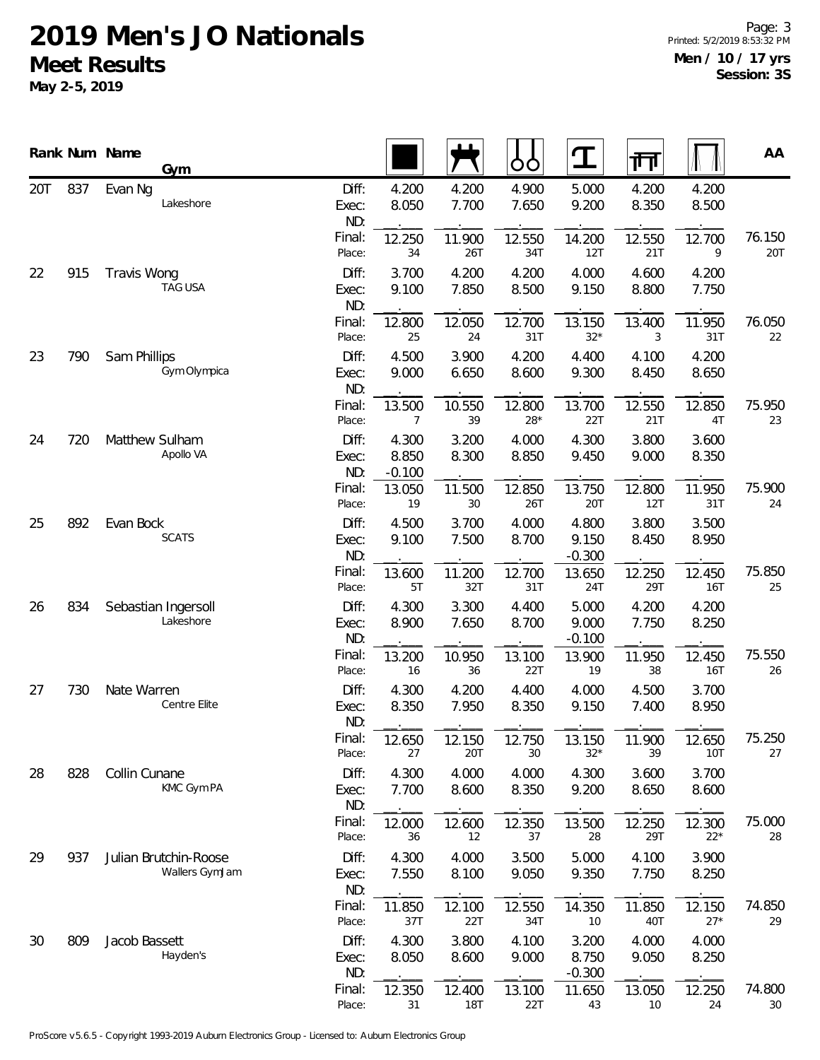# 2019 Men's JO Nationals

## Meet Results

**May 2-5, 2019**

**Men / 10 / 17 yrs**
**Session: 3S**

| Rank | Num | Name / Gym | | Floor | Pommel Horse | Rings | Vault | Parallel Bars | High Bar | AA |
|---|---|---|---|---|---|---|---|---|---|---|
| 20T | 837 | Evan Ng | Diff: | 4.200 | 4.200 | 4.900 | 5.000 | 4.200 | 4.200 | |
| | | Lakeshore | Exec: | 8.050 | 7.700 | 7.650 | 9.200 | 8.350 | 8.500 | |
| | | | ND: | | | | | | | |
| | | | Final: | 12.250 | 11.900 | 12.550 | 14.200 | 12.550 | 12.700 | 76.150 |
| | | | Place: | 34 | 26T | 34T | 12T | 21T | 9 | 20T |
| 22 | 915 | Travis Wong | Diff: | 3.700 | 4.200 | 4.200 | 4.000 | 4.600 | 4.200 | |
| | | TAG USA | Exec: | 9.100 | 7.850 | 8.500 | 9.150 | 8.800 | 7.750 | |
| | | | ND: | | | | | | | |
| | | | Final: | 12.800 | 12.050 | 12.700 | 13.150 | 13.400 | 11.950 | 76.050 |
| | | | Place: | 25 | 24 | 31T | 32* | 3 | 31T | 22 |
| 23 | 790 | Sam Phillips | Diff: | 4.500 | 3.900 | 4.200 | 4.400 | 4.100 | 4.200 | |
| | | Gym Olympica | Exec: | 9.000 | 6.650 | 8.600 | 9.300 | 8.450 | 8.650 | |
| | | | ND: | | | | | | | |
| | | | Final: | 13.500 | 10.550 | 12.800 | 13.700 | 12.550 | 12.850 | 75.950 |
| | | | Place: | 7 | 39 | 28* | 22T | 21T | 4T | 23 |
| 24 | 720 | Matthew Sulham | Diff: | 4.300 | 3.200 | 4.000 | 4.300 | 3.800 | 3.600 | |
| | | Apollo VA | Exec: | 8.850 | 8.300 | 8.850 | 9.450 | 9.000 | 8.350 | |
| | | | ND: | -0.100 | | | | | | |
| | | | Final: | 13.050 | 11.500 | 12.850 | 13.750 | 12.800 | 11.950 | 75.900 |
| | | | Place: | 19 | 30 | 26T | 20T | 12T | 31T | 24 |
| 25 | 892 | Evan Bock | Diff: | 4.500 | 3.700 | 4.000 | 4.800 | 3.800 | 3.500 | |
| | | SCATS | Exec: | 9.100 | 7.500 | 8.700 | 9.150 | 8.450 | 8.950 | |
| | | | ND: | | | | -0.300 | | | |
| | | | Final: | 13.600 | 11.200 | 12.700 | 13.650 | 12.250 | 12.450 | 75.850 |
| | | | Place: | 5T | 32T | 31T | 24T | 29T | 16T | 25 |
| 26 | 834 | Sebastian Ingersoll | Diff: | 4.300 | 3.300 | 4.400 | 5.000 | 4.200 | 4.200 | |
| | | Lakeshore | Exec: | 8.900 | 7.650 | 8.700 | 9.000 | 7.750 | 8.250 | |
| | | | ND: | | | | -0.100 | | | |
| | | | Final: | 13.200 | 10.950 | 13.100 | 13.900 | 11.950 | 12.450 | 75.550 |
| | | | Place: | 16 | 36 | 22T | 19 | 38 | 16T | 26 |
| 27 | 730 | Nate Warren | Diff: | 4.300 | 4.200 | 4.400 | 4.000 | 4.500 | 3.700 | |
| | | Centre Elite | Exec: | 8.350 | 7.950 | 8.350 | 9.150 | 7.400 | 8.950 | |
| | | | ND: | | | | | | | |
| | | | Final: | 12.650 | 12.150 | 12.750 | 13.150 | 11.900 | 12.650 | 75.250 |
| | | | Place: | 27 | 20T | 30 | 32* | 39 | 10T | 27 |
| 28 | 828 | Collin Cunane | Diff: | 4.300 | 4.000 | 4.000 | 4.300 | 3.600 | 3.700 | |
| | | KMC Gym PA | Exec: | 7.700 | 8.600 | 8.350 | 9.200 | 8.650 | 8.600 | |
| | | | ND: | | | | | | | |
| | | | Final: | 12.000 | 12.600 | 12.350 | 13.500 | 12.250 | 12.300 | 75.000 |
| | | | Place: | 36 | 12 | 37 | 28 | 29T | 22* | 28 |
| 29 | 937 | Julian Brutchin-Roose | Diff: | 4.300 | 4.000 | 3.500 | 5.000 | 4.100 | 3.900 | |
| | | Wallers GymJam | Exec: | 7.550 | 8.100 | 9.050 | 9.350 | 7.750 | 8.250 | |
| | | | ND: | | | | | | | |
| | | | Final: | 11.850 | 12.100 | 12.550 | 14.350 | 11.850 | 12.150 | 74.850 |
| | | | Place: | 37T | 22T | 34T | 10 | 40T | 27* | 29 |
| 30 | 809 | Jacob Bassett | Diff: | 4.300 | 3.800 | 4.100 | 3.200 | 4.000 | 4.000 | |
| | | Hayden's | Exec: | 8.050 | 8.600 | 9.000 | 8.750 | 9.050 | 8.250 | |
| | | | ND: | | | | -0.300 | | | |
| | | | Final: | 12.350 | 12.400 | 13.100 | 11.650 | 13.050 | 12.250 | 74.800 |
| | | | Place: | 31 | 18T | 22T | 43 | 10 | 24 | 30 |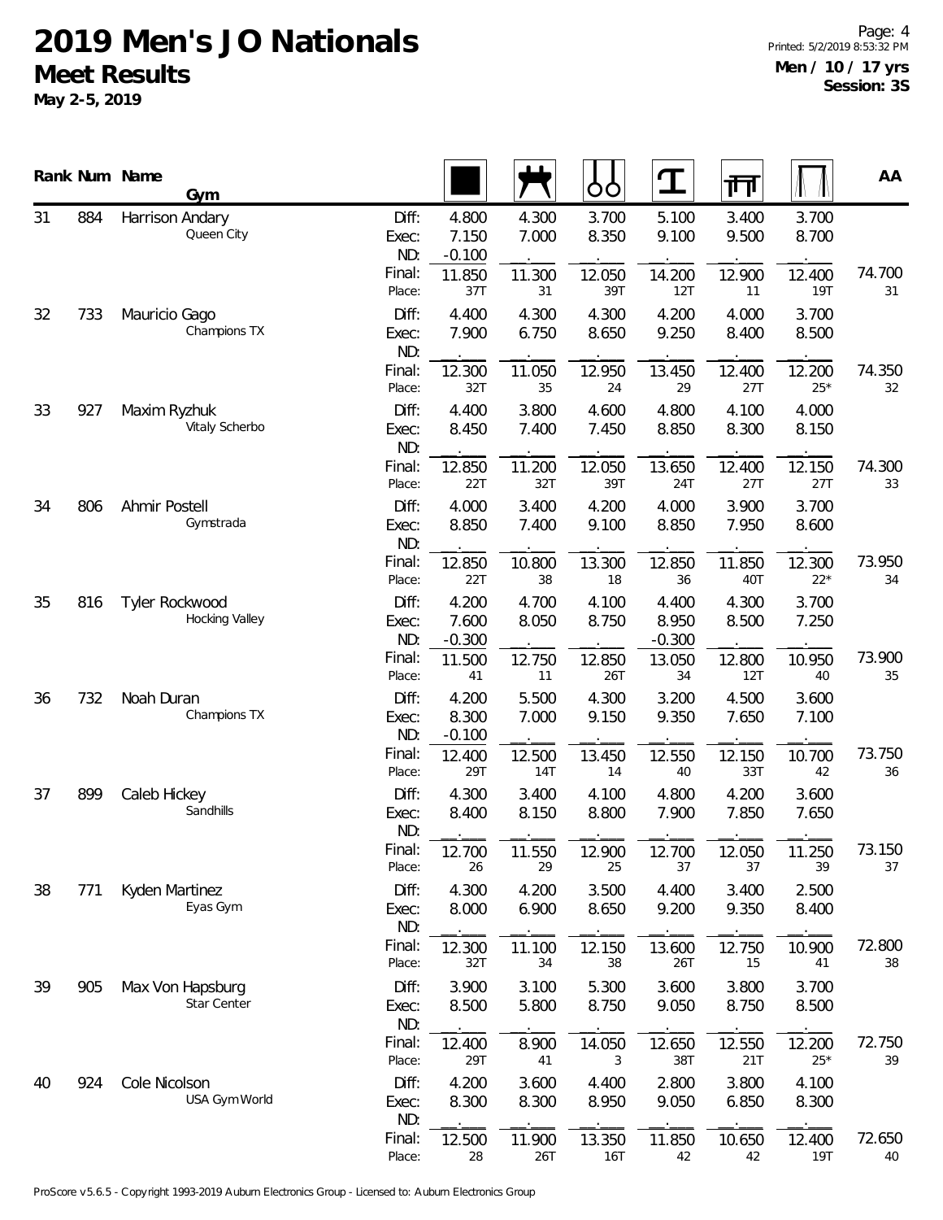# 2019 Men's JO Nationals

## Meet Results

**May 2-5, 2019**

**Men / 10 / 17 yrs**
**Session: 3S**

| Rank | Num | Name / Gym | | Floor | Pommel Horse | Rings | Vault | Parallel Bars | High Bar | AA |
|---|---|---|---|---|---|---|---|---|---|---|
| 31 | 884 | Harrison Andary<br>Queen City | Diff: | 4.800 | 4.300 | 3.700 | 5.100 | 3.400 | 3.700 | |
| | | | Exec: | 7.150 | 7.000 | 8.350 | 9.100 | 9.500 | 8.700 | |
| | | | ND: | -0.100 | . | . | . | . | . | |
| | | | Final: | 11.850 | 11.300 | 12.050 | 14.200 | 12.900 | 12.400 | 74.700 |
| | | | Place: | 37T | 31 | 39T | 12T | 11 | 19T | 31 |
| 32 | 733 | Mauricio Gago<br>Champions TX | Diff: | 4.400 | 4.300 | 4.300 | 4.200 | 4.000 | 3.700 | |
| | | | Exec: | 7.900 | 6.750 | 8.650 | 9.250 | 8.400 | 8.500 | |
| | | | ND: | . | . | . | . | . | . | |
| | | | Final: | 12.300 | 11.050 | 12.950 | 13.450 | 12.400 | 12.200 | 74.350 |
| | | | Place: | 32T | 35 | 24 | 29 | 27T | 25* | 32 |
| 33 | 927 | Maxim Ryzhuk<br>Vitaly Scherbo | Diff: | 4.400 | 3.800 | 4.600 | 4.800 | 4.100 | 4.000 | |
| | | | Exec: | 8.450 | 7.400 | 7.450 | 8.850 | 8.300 | 8.150 | |
| | | | ND: | . | . | . | . | . | . | |
| | | | Final: | 12.850 | 11.200 | 12.050 | 13.650 | 12.400 | 12.150 | 74.300 |
| | | | Place: | 22T | 32T | 39T | 24T | 27T | 27T | 33 |
| 34 | 806 | Ahmir Postell<br>Gymstrada | Diff: | 4.000 | 3.400 | 4.200 | 4.000 | 3.900 | 3.700 | |
| | | | Exec: | 8.850 | 7.400 | 9.100 | 8.850 | 7.950 | 8.600 | |
| | | | ND: | . | . | . | . | . | . | |
| | | | Final: | 12.850 | 10.800 | 13.300 | 12.850 | 11.850 | 12.300 | 73.950 |
| | | | Place: | 22T | 38 | 18 | 36 | 40T | 22* | 34 |
| 35 | 816 | Tyler Rockwood<br>Hocking Valley | Diff: | 4.200 | 4.700 | 4.100 | 4.400 | 4.300 | 3.700 | |
| | | | Exec: | 7.600 | 8.050 | 8.750 | 8.950 | 8.500 | 7.250 | |
| | | | ND: | -0.300 | . | . | -0.300 | . | . | |
| | | | Final: | 11.500 | 12.750 | 12.850 | 13.050 | 12.800 | 10.950 | 73.900 |
| | | | Place: | 41 | 11 | 26T | 34 | 12T | 40 | 35 |
| 36 | 732 | Noah Duran<br>Champions TX | Diff: | 4.200 | 5.500 | 4.300 | 3.200 | 4.500 | 3.600 | |
| | | | Exec: | 8.300 | 7.000 | 9.150 | 9.350 | 7.650 | 7.100 | |
| | | | ND: | -0.100 | . | . | . | . | . | |
| | | | Final: | 12.400 | 12.500 | 13.450 | 12.550 | 12.150 | 10.700 | 73.750 |
| | | | Place: | 29T | 14T | 14 | 40 | 33T | 42 | 36 |
| 37 | 899 | Caleb Hickey<br>Sandhills | Diff: | 4.300 | 3.400 | 4.100 | 4.800 | 4.200 | 3.600 | |
| | | | Exec: | 8.400 | 8.150 | 8.800 | 7.900 | 7.850 | 7.650 | |
| | | | ND: | . | . | . | . | . | . | |
| | | | Final: | 12.700 | 11.550 | 12.900 | 12.700 | 12.050 | 11.250 | 73.150 |
| | | | Place: | 26 | 29 | 25 | 37 | 37 | 39 | 37 |
| 38 | 771 | Kyden Martinez<br>Eyas Gym | Diff: | 4.300 | 4.200 | 3.500 | 4.400 | 3.400 | 2.500 | |
| | | | Exec: | 8.000 | 6.900 | 8.650 | 9.200 | 9.350 | 8.400 | |
| | | | ND: | . | . | . | . | . | . | |
| | | | Final: | 12.300 | 11.100 | 12.150 | 13.600 | 12.750 | 10.900 | 72.800 |
| | | | Place: | 32T | 34 | 38 | 26T | 15 | 41 | 38 |
| 39 | 905 | Max Von Hapsburg<br>Star Center | Diff: | 3.900 | 3.100 | 5.300 | 3.600 | 3.800 | 3.700 | |
| | | | Exec: | 8.500 | 5.800 | 8.750 | 9.050 | 8.750 | 8.500 | |
| | | | ND: | . | . | . | . | . | . | |
| | | | Final: | 12.400 | 8.900 | 14.050 | 12.650 | 12.550 | 12.200 | 72.750 |
| | | | Place: | 29T | 41 | 3 | 38T | 21T | 25* | 39 |
| 40 | 924 | Cole Nicolson<br>USA Gym World | Diff: | 4.200 | 3.600 | 4.400 | 2.800 | 3.800 | 4.100 | |
| | | | Exec: | 8.300 | 8.300 | 8.950 | 9.050 | 6.850 | 8.300 | |
| | | | ND: | . | . | . | . | . | . | |
| | | | Final: | 12.500 | 11.900 | 13.350 | 11.850 | 10.650 | 12.400 | 72.650 |
| | | | Place: | 28 | 26T | 16T | 42 | 42 | 19T | 40 |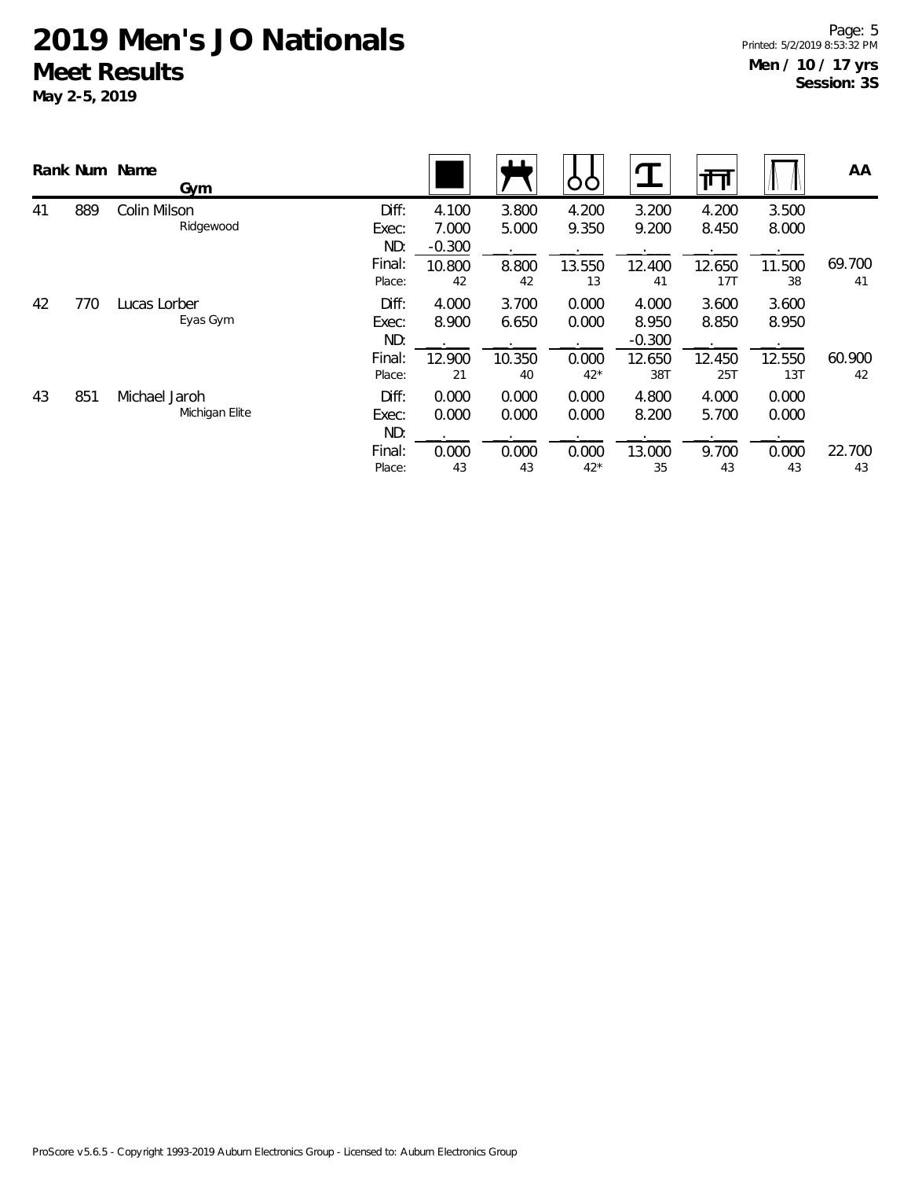# 2019 Men's JO Nationals
## Meet Results
**May 2-5, 2019**

**Men / 10 / 17 yrs**
**Session: 3S**

| Rank | Num | Name / Gym | | Floor | Pommel Horse | Rings | Vault | Parallel Bars | High Bar | AA |
|---|---|---|---|---|---|---|---|---|---|---|
| 41 | 889 | Colin Milson | Diff: | 4.100 | 3.800 | 4.200 | 3.200 | 4.200 | 3.500 | |
| | | Ridgewood | Exec: | 7.000 | 5.000 | 9.350 | 9.200 | 8.450 | 8.000 | |
| | | | ND: | -0.300 | . | . | . | . | . | |
| | | | Final: | 10.800 | 8.800 | 13.550 | 12.400 | 12.650 | 11.500 | 69.700 |
| | | | Place: | 42 | 42 | 13 | 41 | 17T | 38 | 41 |
| 42 | 770 | Lucas Lorber | Diff: | 4.000 | 3.700 | 0.000 | 4.000 | 3.600 | 3.600 | |
| | | Eyas Gym | Exec: | 8.900 | 6.650 | 0.000 | 8.950 | 8.850 | 8.950 | |
| | | | ND: | . | . | . | -0.300 | . | . | |
| | | | Final: | 12.900 | 10.350 | 0.000 | 12.650 | 12.450 | 12.550 | 60.900 |
| | | | Place: | 21 | 40 | 42* | 38T | 25T | 13T | 42 |
| 43 | 851 | Michael Jaroh | Diff: | 0.000 | 0.000 | 0.000 | 4.800 | 4.000 | 0.000 | |
| | | Michigan Elite | Exec: | 0.000 | 0.000 | 0.000 | 8.200 | 5.700 | 0.000 | |
| | | | ND: | . | . | . | . | . | . | |
| | | | Final: | 0.000 | 0.000 | 0.000 | 13.000 | 9.700 | 0.000 | 22.700 |
| | | | Place: | 43 | 43 | 42* | 35 | 43 | 43 | 43 |

ProScore v5.6.5 - Copyright 1993-2019 Auburn Electronics Group - Licensed to: Auburn Electronics Group